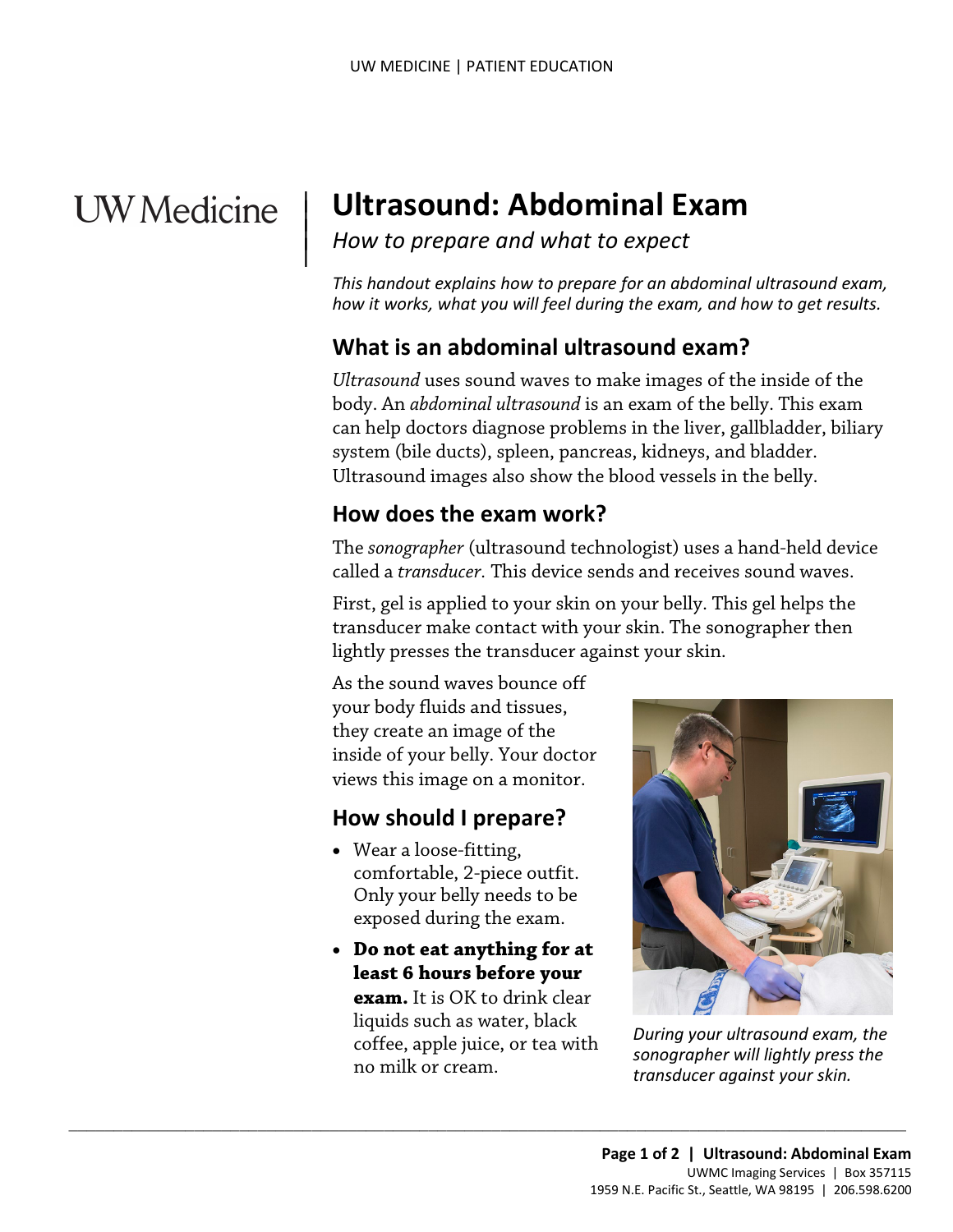UW Medicine

# Ultrasound: Abdominal Exam

*How to prepare and what to expect*

*This handout explains how to prepare for an abdominal ultrasound exam, how it works, what you will feel during the exam, and how to get results.*

## What is an abdominal ultrasound exam?

*Ultrasound* uses sound waves to make images of the inside of the body. An *abdominal ultrasound* is an exam of the belly. This exam can help doctors diagnose problems in the liver, gallbladder, biliary system (bile ducts), spleen, pancreas, kidneys, and bladder. Ultrasound images also show the blood vessels in the belly.

## How does the exam work?

The *sonographer* (ultrasound technologist) uses a hand-held device called a *transducer*. This device sends and receives sound waves.

First, gel is applied to your skin on your belly. This gel helps the transducer make contact with your skin. The sonographer then lightly presses the transducer against your skin.

As the sound waves bounce off your body fluids and tissues, they create an image of the inside of your belly. Your doctor views this image on a monitor.

*During your ultrasound exam, the sonographer will lightly press the transducer against your skin.*

## How should I prepare?

- Wear a loose-fitting, comfortable, 2-piece outfit. Only your belly needs to be exposed during the exam.
- **Do not eat anything for at least 6 hours before your exam.** It is OK to drink clear liquids such as water, black coffee, apple juice, or tea with no milk or cream.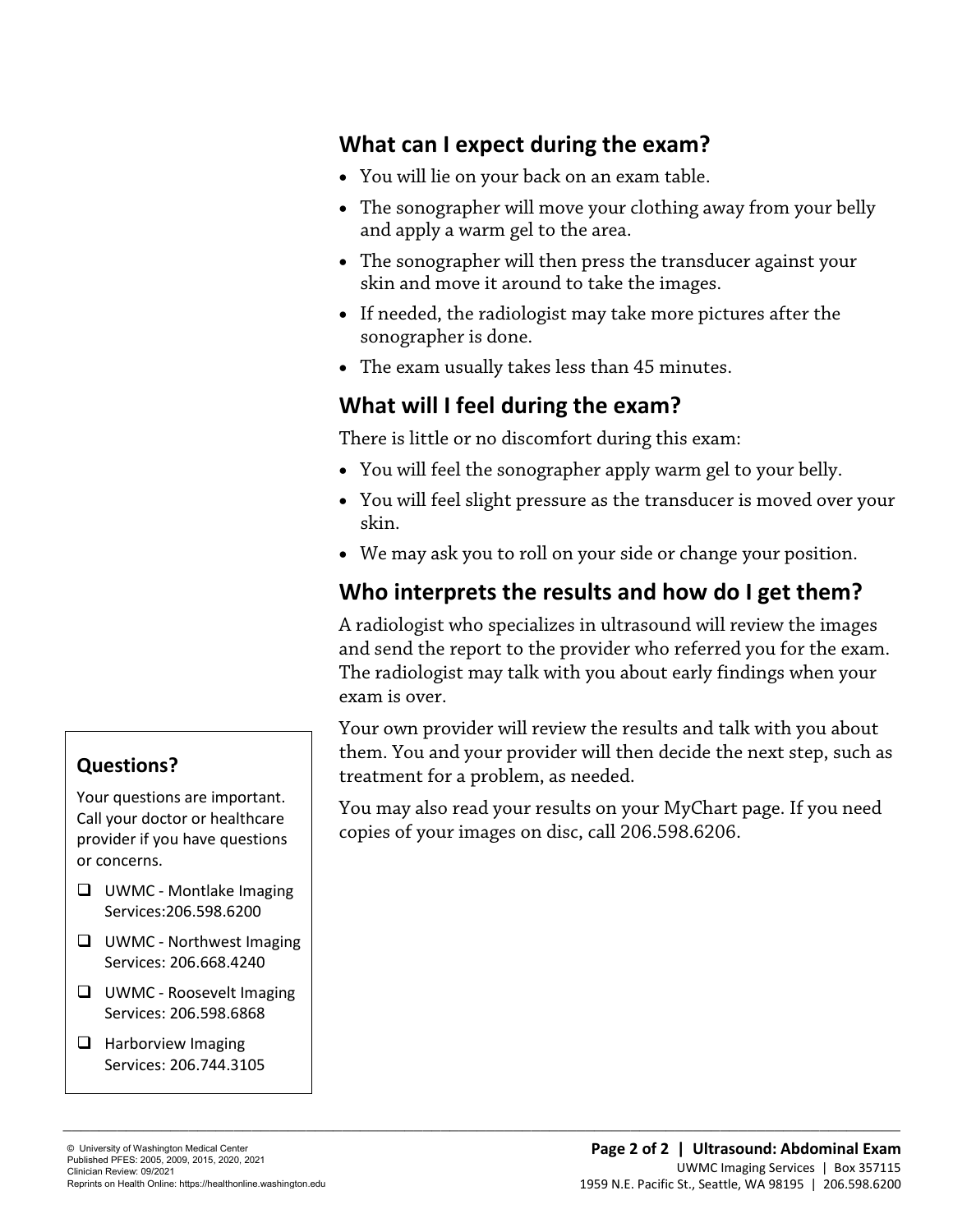## What can I expect during the exam?

- You will lie on your back on an exam table.
- The sonographer will move your clothing away from your belly and apply a warm gel to the area.
- The sonographer will then press the transducer against your skin and move it around to take the images.
- If needed, the radiologist may take more pictures after the sonographer is done.
- The exam usually takes less than 45 minutes.

## What will I feel during the exam?

There is little or no discomfort during this exam:

- You will feel the sonographer apply warm gel to your belly.
- You will feel slight pressure as the transducer is moved over your skin.
- We may ask you to roll on your side or change your position.

## Who interprets the results and how do I get them?

A radiologist who specializes in ultrasound will review the images and send the report to the provider who referred you for the exam. The radiologist may talk with you about early findings when your exam is over.

Your own provider will review the results and talk with you about them. You and your provider will then decide the next step, such as treatment for a problem, as needed.

You may also read your results on your MyChart page. If you need copies of your images on disc, call 206.598.6206.

### Questions?

Your questions are important. Call your doctor or healthcare provider if you have questions or concerns.

- ☐ UWMC - Montlake Imaging Services:206.598.6200
- ☐ UWMC - Northwest Imaging Services: 206.668.4240
- ☐ UWMC - Roosevelt Imaging Services: 206.598.6868
- ☐ Harborview Imaging Services: 206.744.3105

© University of Washington Medical Center
Published PFES: 2005, 2009, 2015, 2020, 2021
Clinician Review: 09/2021
Reprints on Health Online: https://healthonline.washington.edu

UWMC Imaging Services | Box 357115
1959 N.E. Pacific St., Seattle, WA 98195 | 206.598.6200